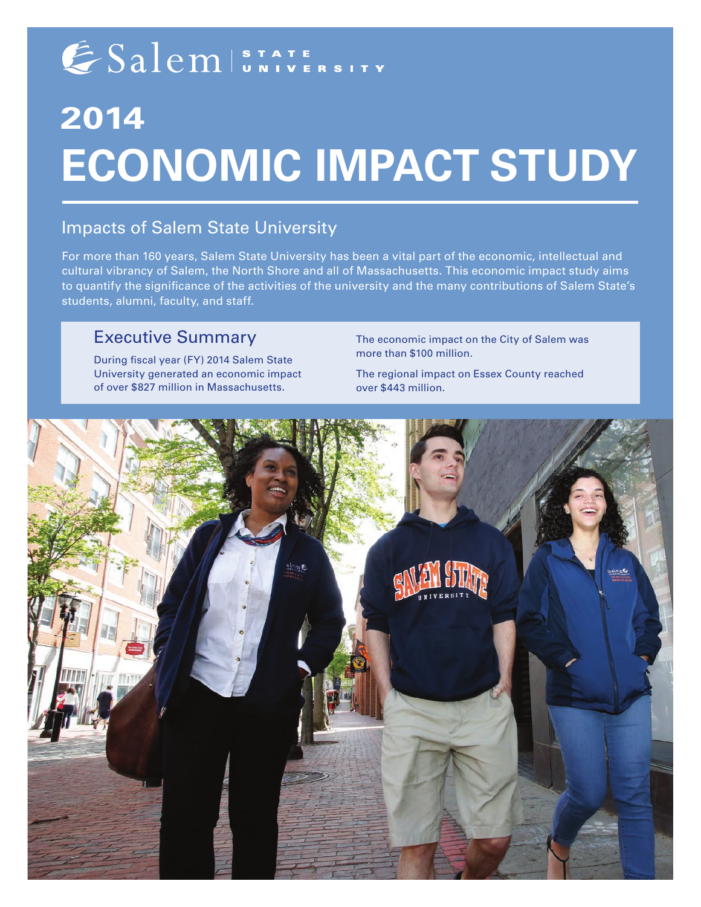Salem | STATE UNIVERSITY

# 2014 ECONOMIC IMPACT STUDY

## Impacts of Salem State University

For more than 160 years, Salem State University has been a vital part of the economic, intellectual and cultural vibrancy of Salem, the North Shore and all of Massachusetts. This economic impact study aims to quantify the significance of the activities of the university and the many contributions of Salem State's students, alumni, faculty, and staff.

### Executive Summary

During fiscal year (FY) 2014 Salem State University generated an economic impact of over $827 million in Massachusetts.

The economic impact on the City of Salem was more than $100 million.

The regional impact on Essex County reached over $443 million.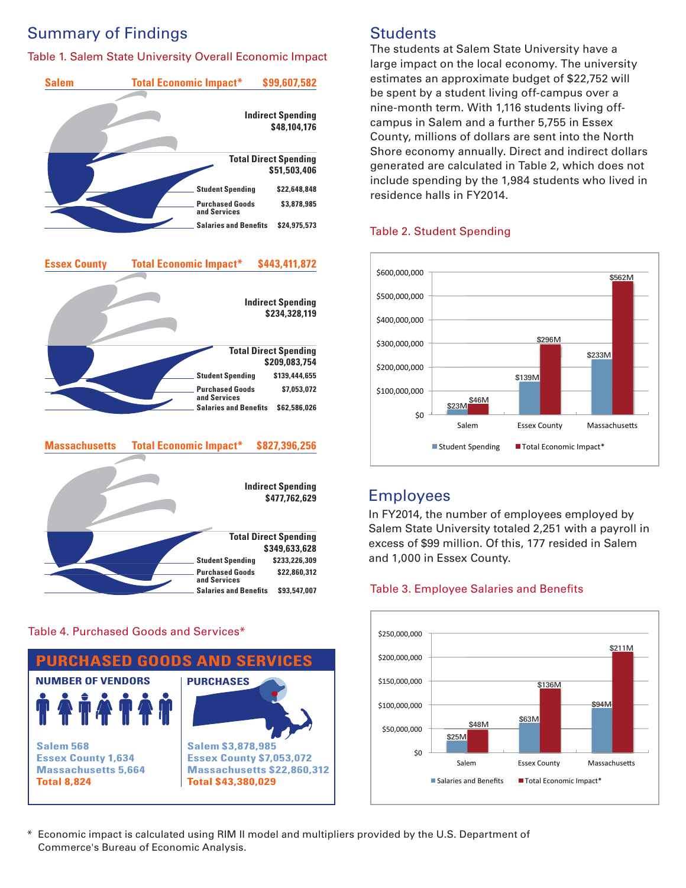## Summary of Findings

Table 1. Salem State University Overall Economic Impact

| Salem | Total Economic Impact* | $99,607,582 |
|---|---|---|
| | Indirect Spending | $48,104,176 |
| | Total Direct Spending | $51,503,406 |
| | Student Spending | $22,648,848 |
| | Purchased Goods and Services | $3,878,985 |
| | Salaries and Benefits | $24,975,573 |

| Essex County | Total Economic Impact* | $443,411,872 |
|---|---|---|
| | Indirect Spending | $234,328,119 |
| | Total Direct Spending | $209,083,754 |
| | Student Spending | $139,444,655 |
| | Purchased Goods and Services | $7,053,072 |
| | Salaries and Benefits | $62,586,026 |

| Massachusetts | Total Economic Impact* | $827,396,256 |
|---|---|---|
| | Indirect Spending | $477,762,629 |
| | Total Direct Spending | $349,633,628 |
| | Student Spending | $233,226,309 |
| | Purchased Goods and Services | $22,860,312 |
| | Salaries and Benefits | $93,547,007 |

Table 4. Purchased Goods and Services*

**PURCHASED GOODS AND SERVICES**

| NUMBER OF VENDORS | PURCHASES |
|---|---|
| Salem 568 | Salem $3,878,985 |
| Essex County 1,634 | Essex County $7,053,072 |
| Massachusetts 5,664 | Massachusetts $22,860,312 |
| **Total 8,824** | **Total $43,380,029** |

## Students

The students at Salem State University have a large impact on the local economy. The university estimates an approximate budget of $22,752 will be spent by a student living off-campus over a nine-month term. With 1,116 students living off-campus in Salem and a further 5,755 in Essex County, millions of dollars are sent into the North Shore economy annually. Direct and indirect dollars generated are calculated in Table 2, which does not include spending by the 1,984 students who lived in residence halls in FY2014.

Table 2. Student Spending

| | Student Spending | Total Economic Impact* |
|---|---|---|
| Salem | $23M | $46M |
| Essex County | $139M | $296M |
| Massachusetts | $233M | $562M |

## Employees

In FY2014, the number of employees employed by Salem State University totaled 2,251 with a payroll in excess of $99 million. Of this, 177 resided in Salem and 1,000 in Essex County.

Table 3. Employee Salaries and Benefits

| | Salaries and Benefits | Total Economic Impact* |
|---|---|---|
| Salem | $25M | $48M |
| Essex County | $63M | $136M |
| Massachusetts | $94M | $211M |

\* Economic impact is calculated using RIM II model and multipliers provided by the U.S. Department of Commerce's Bureau of Economic Analysis.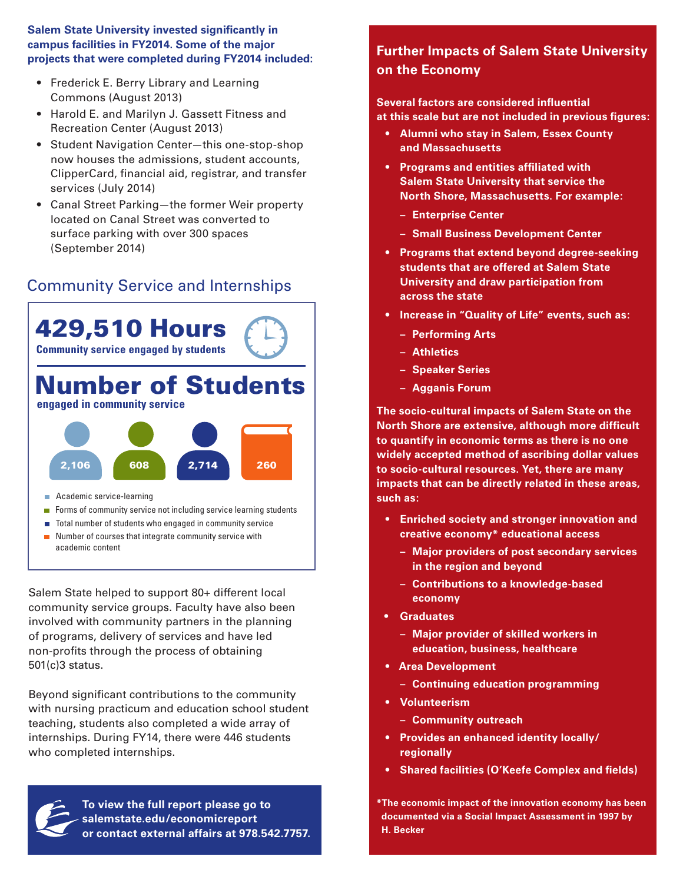**Salem State University invested significantly in campus facilities in FY2014. Some of the major projects that were completed during FY2014 included:**

- Frederick E. Berry Library and Learning Commons (August 2013)
- Harold E. and Marilyn J. Gassett Fitness and Recreation Center (August 2013)
- Student Navigation Center—this one-stop-shop now houses the admissions, student accounts, ClipperCard, financial aid, registrar, and transfer services (July 2014)
- Canal Street Parking—the former Weir property located on Canal Street was converted to surface parking with over 300 spaces (September 2014)

## Community Service and Internships

**429,510 Hours**

**Community service engaged by students**

**Number of Students**

**engaged in community service**

| Category | Number |
| --- | --- |
| Academic service-learning | 2,106 |
| Forms of community service not including service learning students | 608 |
| Total number of students who engaged in community service | 2,714 |
| Number of courses that integrate community service with academic content | 260 |

Salem State helped to support 80+ different local community service groups. Faculty have also been involved with community partners in the planning of programs, delivery of services and have led non-profits through the process of obtaining 501(c)3 status.

Beyond significant contributions to the community with nursing practicum and education school student teaching, students also completed a wide array of internships. During FY14, there were 446 students who completed internships.

**To view the full report please go to salemstate.edu/economicreport or contact external affairs at 978.542.7757.**

## Further Impacts of Salem State University on the Economy

**Several factors are considered influential at this scale but are not included in previous figures:**

- **Alumni who stay in Salem, Essex County and Massachusetts**
- **Programs and entities affiliated with Salem State University that service the North Shore, Massachusetts. For example:**
  - **Enterprise Center**
  - **Small Business Development Center**
- **Programs that extend beyond degree-seeking students that are offered at Salem State University and draw participation from across the state**
- **Increase in "Quality of Life" events, such as:**
  - **Performing Arts**
  - **Athletics**
  - **Speaker Series**
  - **Agganis Forum**

**The socio-cultural impacts of Salem State on the North Shore are extensive, although more difficult to quantify in economic terms as there is no one widely accepted method of ascribing dollar values to socio-cultural resources. Yet, there are many impacts that can be directly related in these areas, such as:**

- **Enriched society and stronger innovation and creative economy* educational access**
  - **Major providers of post secondary services in the region and beyond**
  - **Contributions to a knowledge-based economy**
- **Graduates**
  - **Major provider of skilled workers in education, business, healthcare**
- **Area Development**
  - **Continuing education programming**
- **Volunteerism**
  - **Community outreach**
- **Provides an enhanced identity locally/regionally**
- **Shared facilities (O'Keefe Complex and fields)**

**\*The economic impact of the innovation economy has been documented via a Social Impact Assessment in 1997 by H. Becker**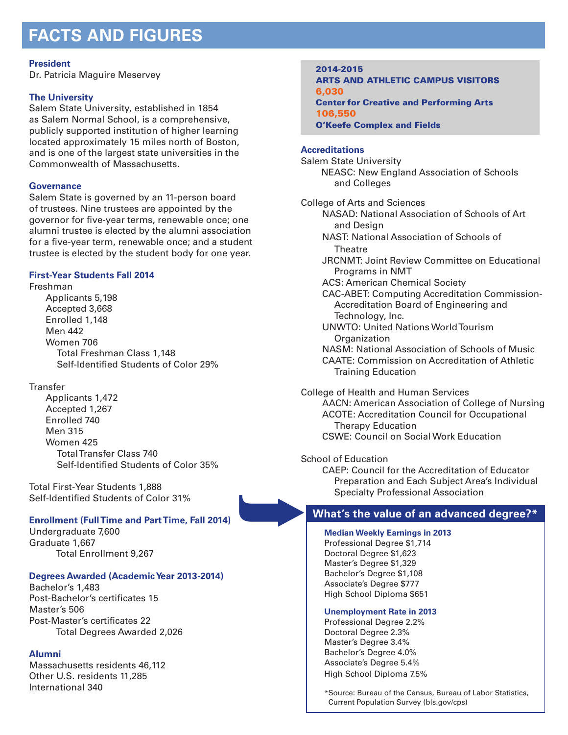# FACTS AND FIGURES

### President

Dr. Patricia Maguire Meservey

### The University

Salem State University, established in 1854 as Salem Normal School, is a comprehensive, publicly supported institution of higher learning located approximately 15 miles north of Boston, and is one of the largest state universities in the Commonwealth of Massachusetts.

### Governance

Salem State is governed by an 11-person board of trustees. Nine trustees are appointed by the governor for five-year terms, renewable once; one alumni trustee is elected by the alumni association for a five-year term, renewable once; and a student trustee is elected by the student body for one year.

### First-Year Students Fall 2014

Freshman
- Applicants 5,198
- Accepted 3,668
- Enrolled 1,148
- Men 442
- Women 706
  - Total Freshman Class 1,148
  - Self-Identified Students of Color 29%

Transfer
- Applicants 1,472
- Accepted 1,267
- Enrolled 740
- Men 315
- Women 425
  - Total Transfer Class 740
  - Self-Identified Students of Color 35%

Total First-Year Students 1,888
Self-Identified Students of Color 31%

### Enrollment (Full Time and Part Time, Fall 2014)

Undergraduate 7,600
Graduate 1,667
Total Enrollment 9,267

### Degrees Awarded (Academic Year 2013-2014)

Bachelor's 1,483
Post-Bachelor's certificates 15
Master's 506
Post-Master's certificates 22
Total Degrees Awarded 2,026

### Alumni

Massachusetts residents 46,112
Other U.S. residents 11,285
International 340

**2014-2015**
**ARTS AND ATHLETIC CAMPUS VISITORS**
**6,030**
**Center for Creative and Performing Arts**
**106,550**
**O'Keefe Complex and Fields**

### Accreditations

Salem State University
- NEASC: New England Association of Schools and Colleges

College of Arts and Sciences
- NASAD: National Association of Schools of Art and Design
- NAST: National Association of Schools of Theatre
- JRCNMT: Joint Review Committee on Educational Programs in NMT
- ACS: American Chemical Society
- CAC-ABET: Computing Accreditation Commission-Accreditation Board of Engineering and Technology, Inc.
- UNWTO: United Nations World Tourism Organization
- NASM: National Association of Schools of Music
- CAATE: Commission on Accreditation of Athletic Training Education

College of Health and Human Services
- AACN: American Association of College of Nursing
- ACOTE: Accreditation Council for Occupational Therapy Education
- CSWE: Council on Social Work Education

School of Education
- CAEP: Council for the Accreditation of Educator Preparation and Each Subject Area's Individual Specialty Professional Association

### What's the value of an advanced degree?*

**Median Weekly Earnings in 2013**
Professional Degree $1,714
Doctoral Degree $1,623
Master's Degree $1,329
Bachelor's Degree $1,108
Associate's Degree $777
High School Diploma $651

**Unemployment Rate in 2013**
Professional Degree 2.2%
Doctoral Degree 2.3%
Master's Degree 3.4%
Bachelor's Degree 4.0%
Associate's Degree 5.4%
High School Diploma 7.5%

*Source: Bureau of the Census, Bureau of Labor Statistics, Current Population Survey (bls.gov/cps)